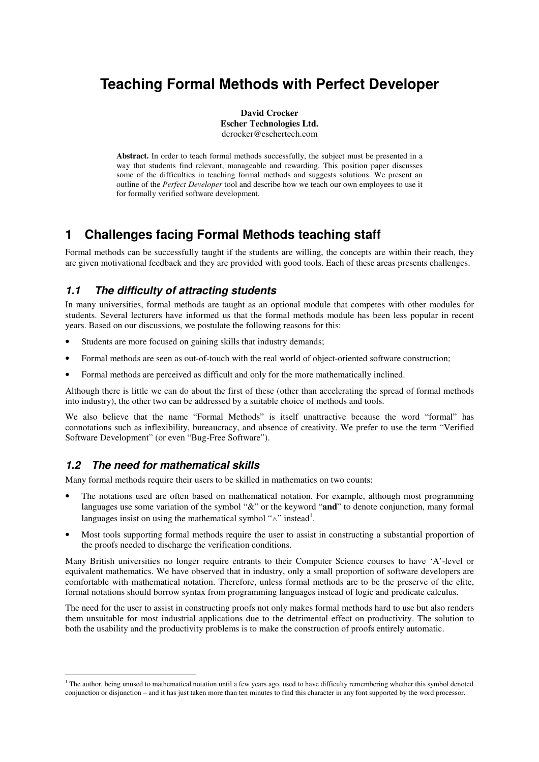# Teaching Formal Methods with Perfect Developer

**David Crocker**
**Escher Technologies Ltd.**
dcrocker@eschertech.com

**Abstract.** In order to teach formal methods successfully, the subject must be presented in a way that students find relevant, manageable and rewarding. This position paper discusses some of the difficulties in teaching formal methods and suggests solutions. We present an outline of the *Perfect Developer* tool and describe how we teach our own employees to use it for formally verified software development.

## 1 Challenges facing Formal Methods teaching staff

Formal methods can be successfully taught if the students are willing, the concepts are within their reach, they are given motivational feedback and they are provided with good tools. Each of these areas presents challenges.

### *1.1 The difficulty of attracting students*

In many universities, formal methods are taught as an optional module that competes with other modules for students. Several lecturers have informed us that the formal methods module has been less popular in recent years. Based on our discussions, we postulate the following reasons for this:

- Students are more focused on gaining skills that industry demands;
- Formal methods are seen as out-of-touch with the real world of object-oriented software construction;
- Formal methods are perceived as difficult and only for the more mathematically inclined.

Although there is little we can do about the first of these (other than accelerating the spread of formal methods into industry), the other two can be addressed by a suitable choice of methods and tools.

We also believe that the name "Formal Methods" is itself unattractive because the word "formal" has connotations such as inflexibility, bureaucracy, and absence of creativity. We prefer to use the term "Verified Software Development" (or even "Bug-Free Software").

### *1.2 The need for mathematical skills*

Many formal methods require their users to be skilled in mathematics on two counts:

- The notations used are often based on mathematical notation. For example, although most programming languages use some variation of the symbol "&" or the keyword "**and**" to denote conjunction, many formal languages insist on using the mathematical symbol "$\wedge$" instead[1].
- Most tools supporting formal methods require the user to assist in constructing a substantial proportion of the proofs needed to discharge the verification conditions.

Many British universities no longer require entrants to their Computer Science courses to have 'A'-level or equivalent mathematics. We have observed that in industry, only a small proportion of software developers are comfortable with mathematical notation. Therefore, unless formal methods are to be the preserve of the elite, formal notations should borrow syntax from programming languages instead of logic and predicate calculus.

The need for the user to assist in constructing proofs not only makes formal methods hard to use but also renders them unsuitable for most industrial applications due to the detrimental effect on productivity. The solution to both the usability and the productivity problems is to make the construction of proofs entirely automatic.

---

[1] The author, being unused to mathematical notation until a few years ago, used to have difficulty remembering whether this symbol denoted conjunction or disjunction – and it has just taken more than ten minutes to find this character in any font supported by the word processor.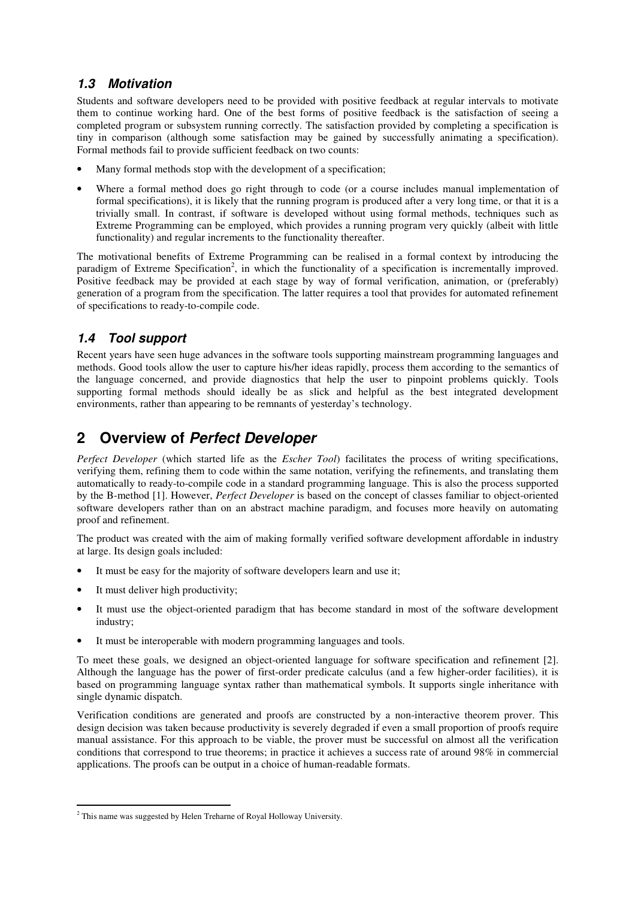### *1.3 Motivation*

Students and software developers need to be provided with positive feedback at regular intervals to motivate them to continue working hard. One of the best forms of positive feedback is the satisfaction of seeing a completed program or subsystem running correctly. The satisfaction provided by completing a specification is tiny in comparison (although some satisfaction may be gained by successfully animating a specification). Formal methods fail to provide sufficient feedback on two counts:

- Many formal methods stop with the development of a specification;
- Where a formal method does go right through to code (or a course includes manual implementation of formal specifications), it is likely that the running program is produced after a very long time, or that it is a trivially small. In contrast, if software is developed without using formal methods, techniques such as Extreme Programming can be employed, which provides a running program very quickly (albeit with little functionality) and regular increments to the functionality thereafter.

The motivational benefits of Extreme Programming can be realised in a formal context by introducing the paradigm of Extreme Specification[2], in which the functionality of a specification is incrementally improved. Positive feedback may be provided at each stage by way of formal verification, animation, or (preferably) generation of a program from the specification. The latter requires a tool that provides for automated refinement of specifications to ready-to-compile code.

### *1.4 Tool support*

Recent years have seen huge advances in the software tools supporting mainstream programming languages and methods. Good tools allow the user to capture his/her ideas rapidly, process them according to the semantics of the language concerned, and provide diagnostics that help the user to pinpoint problems quickly. Tools supporting formal methods should ideally be as slick and helpful as the best integrated development environments, rather than appearing to be remnants of yesterday's technology.

## 2 Overview of *Perfect Developer*

*Perfect Developer* (which started life as the *Escher Tool*) facilitates the process of writing specifications, verifying them, refining them to code within the same notation, verifying the refinements, and translating them automatically to ready-to-compile code in a standard programming language. This is also the process supported by the B-method [1]. However, *Perfect Developer* is based on the concept of classes familiar to object-oriented software developers rather than on an abstract machine paradigm, and focuses more heavily on automating proof and refinement.

The product was created with the aim of making formally verified software development affordable in industry at large. Its design goals included:

- It must be easy for the majority of software developers learn and use it;
- It must deliver high productivity;
- It must use the object-oriented paradigm that has become standard in most of the software development industry;
- It must be interoperable with modern programming languages and tools.

To meet these goals, we designed an object-oriented language for software specification and refinement [2]. Although the language has the power of first-order predicate calculus (and a few higher-order facilities), it is based on programming language syntax rather than mathematical symbols. It supports single inheritance with single dynamic dispatch.

Verification conditions are generated and proofs are constructed by a non-interactive theorem prover. This design decision was taken because productivity is severely degraded if even a small proportion of proofs require manual assistance. For this approach to be viable, the prover must be successful on almost all the verification conditions that correspond to true theorems; in practice it achieves a success rate of around 98% in commercial applications. The proofs can be output in a choice of human-readable formats.

---

[2] This name was suggested by Helen Treharne of Royal Holloway University.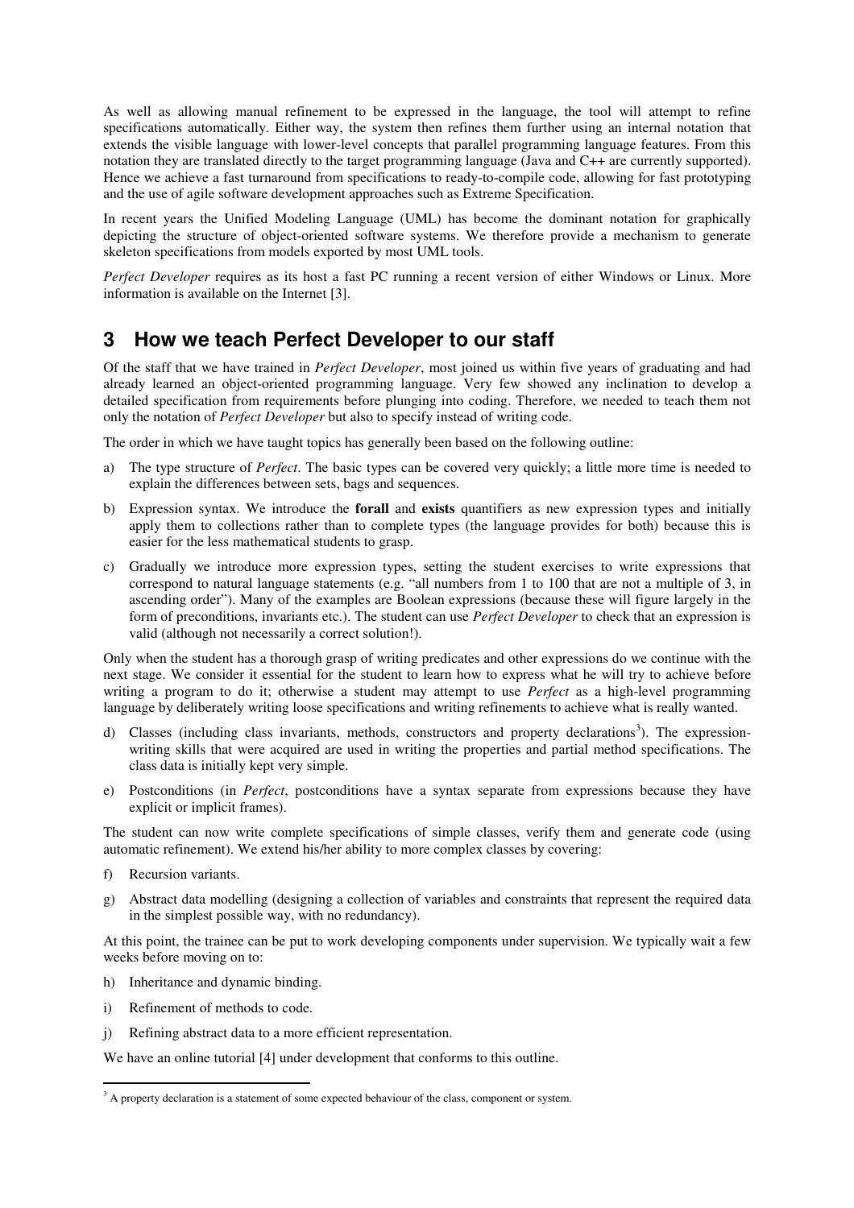As well as allowing manual refinement to be expressed in the language, the tool will attempt to refine specifications automatically. Either way, the system then refines them further using an internal notation that extends the visible language with lower-level concepts that parallel programming language features. From this notation they are translated directly to the target programming language (Java and C++ are currently supported). Hence we achieve a fast turnaround from specifications to ready-to-compile code, allowing for fast prototyping and the use of agile software development approaches such as Extreme Specification.

In recent years the Unified Modeling Language (UML) has become the dominant notation for graphically depicting the structure of object-oriented software systems. We therefore provide a mechanism to generate skeleton specifications from models exported by most UML tools.

*Perfect Developer* requires as its host a fast PC running a recent version of either Windows or Linux. More information is available on the Internet [3].

## 3 How we teach Perfect Developer to our staff

Of the staff that we have trained in *Perfect Developer*, most joined us within five years of graduating and had already learned an object-oriented programming language. Very few showed any inclination to develop a detailed specification from requirements before plunging into coding. Therefore, we needed to teach them not only the notation of *Perfect Developer* but also to specify instead of writing code.

The order in which we have taught topics has generally been based on the following outline:

a) The type structure of *Perfect*. The basic types can be covered very quickly; a little more time is needed to explain the differences between sets, bags and sequences.

b) Expression syntax. We introduce the **forall** and **exists** quantifiers as new expression types and initially apply them to collections rather than to complete types (the language provides for both) because this is easier for the less mathematical students to grasp.

c) Gradually we introduce more expression types, setting the student exercises to write expressions that correspond to natural language statements (e.g. "all numbers from 1 to 100 that are not a multiple of 3, in ascending order"). Many of the examples are Boolean expressions (because these will figure largely in the form of preconditions, invariants etc.). The student can use *Perfect Developer* to check that an expression is valid (although not necessarily a correct solution!).

Only when the student has a thorough grasp of writing predicates and other expressions do we continue with the next stage. We consider it essential for the student to learn how to express what he will try to achieve before writing a program to do it; otherwise a student may attempt to use *Perfect* as a high-level programming language by deliberately writing loose specifications and writing refinements to achieve what is really wanted.

d) Classes (including class invariants, methods, constructors and property declarations[3]). The expression-writing skills that were acquired are used in writing the properties and partial method specifications. The class data is initially kept very simple.

e) Postconditions (in *Perfect*, postconditions have a syntax separate from expressions because they have explicit or implicit frames).

The student can now write complete specifications of simple classes, verify them and generate code (using automatic refinement). We extend his/her ability to more complex classes by covering:

f) Recursion variants.

g) Abstract data modelling (designing a collection of variables and constraints that represent the required data in the simplest possible way, with no redundancy).

At this point, the trainee can be put to work developing components under supervision. We typically wait a few weeks before moving on to:

h) Inheritance and dynamic binding.

i) Refinement of methods to code.

j) Refining abstract data to a more efficient representation.

We have an online tutorial [4] under development that conforms to this outline.

---

[3] A property declaration is a statement of some expected behaviour of the class, component or system.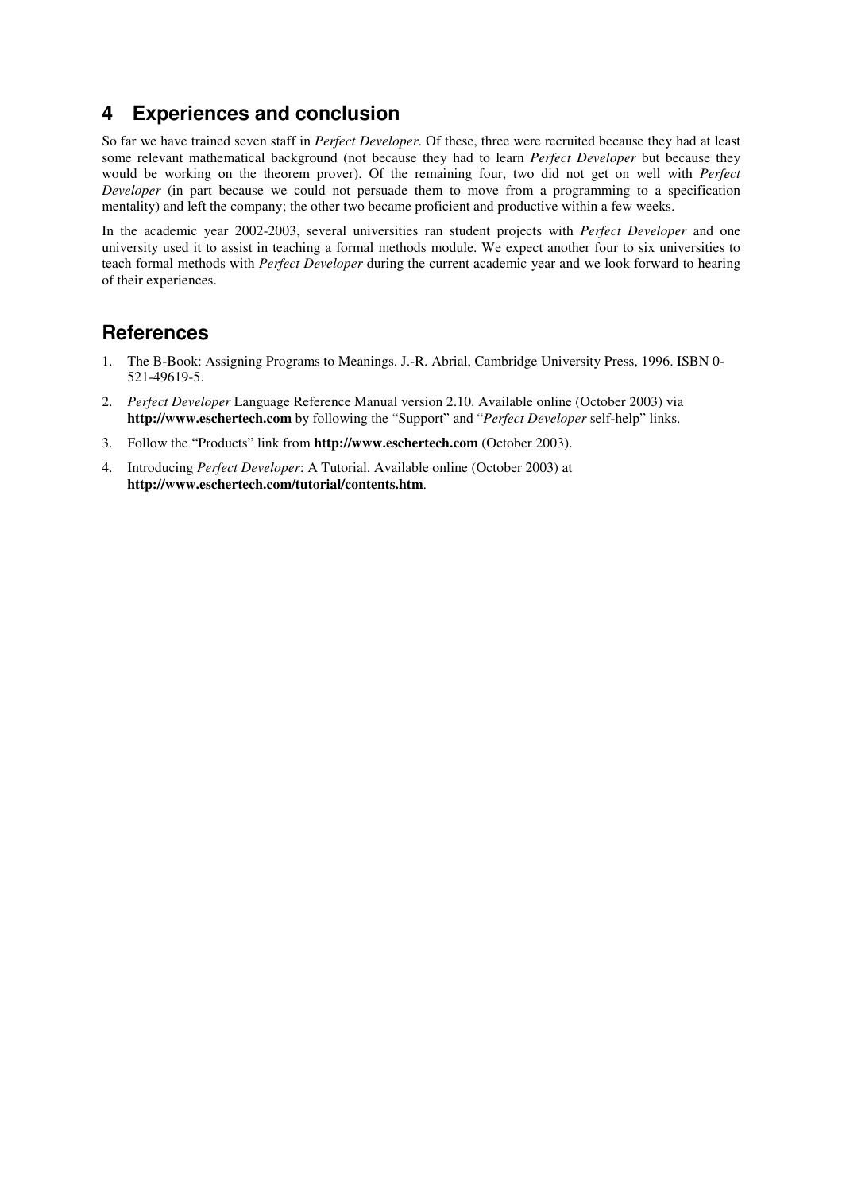## 4 Experiences and conclusion

So far we have trained seven staff in *Perfect Developer*. Of these, three were recruited because they had at least some relevant mathematical background (not because they had to learn *Perfect Developer* but because they would be working on the theorem prover). Of the remaining four, two did not get on well with *Perfect Developer* (in part because we could not persuade them to move from a programming to a specification mentality) and left the company; the other two became proficient and productive within a few weeks.

In the academic year 2002-2003, several universities ran student projects with *Perfect Developer* and one university used it to assist in teaching a formal methods module. We expect another four to six universities to teach formal methods with *Perfect Developer* during the current academic year and we look forward to hearing of their experiences.

## References

1. The B-Book: Assigning Programs to Meanings. J.-R. Abrial, Cambridge University Press, 1996. ISBN 0-521-49619-5.
2. *Perfect Developer* Language Reference Manual version 2.10. Available online (October 2003) via **http://www.eschertech.com** by following the "Support" and "*Perfect Developer* self-help" links.
3. Follow the "Products" link from **http://www.eschertech.com** (October 2003).
4. Introducing *Perfect Developer*: A Tutorial. Available online (October 2003) at **http://www.eschertech.com/tutorial/contents.htm**.